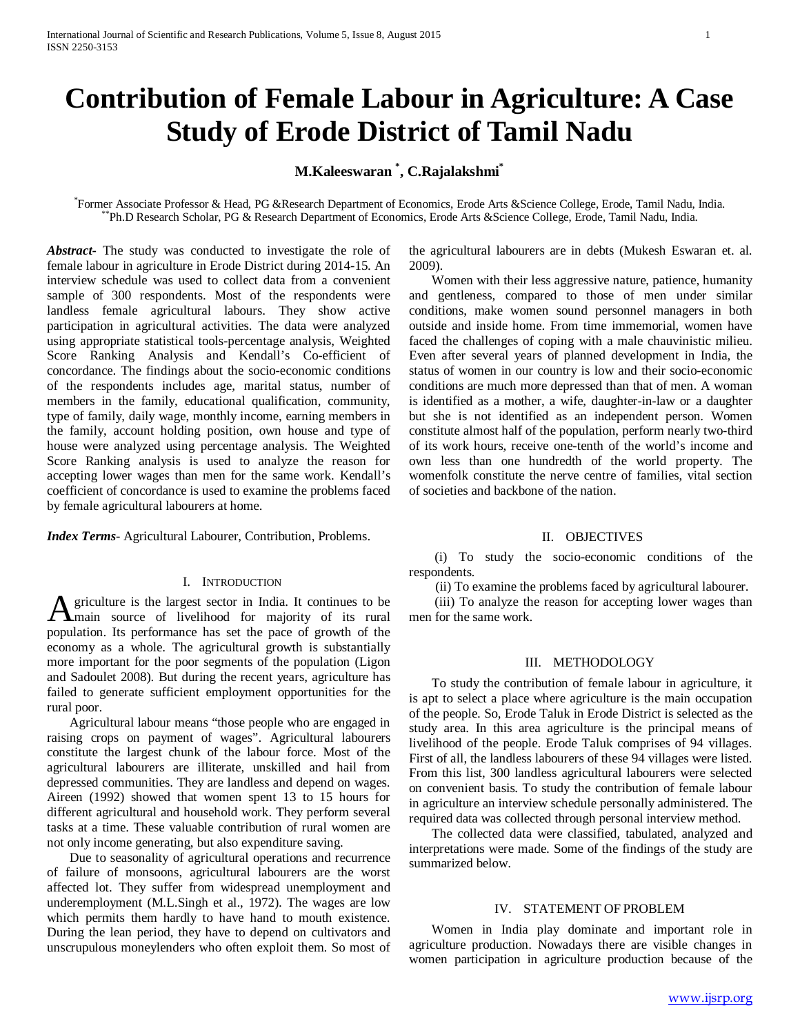# Contribution of Female Labour in Agriculture: A Case Study of Erode District of Tamil Nadu

**M.Kaleeswaran [*], C.Rajalakshmi [*]**

[*] Former Associate Professor & Head, PG &Research Department of Economics, Erode Arts &Science College, Erode, Tamil Nadu, India.
[**] Ph.D Research Scholar, PG & Research Department of Economics, Erode Arts &Science College, Erode, Tamil Nadu, India.

***Abstract-*** The study was conducted to investigate the role of female labour in agriculture in Erode District during 2014-15. An interview schedule was used to collect data from a convenient sample of 300 respondents. Most of the respondents were landless female agricultural labours. They show active participation in agricultural activities. The data were analyzed using appropriate statistical tools-percentage analysis, Weighted Score Ranking Analysis and Kendall's Co-efficient of concordance. The findings about the socio-economic conditions of the respondents includes age, marital status, number of members in the family, educational qualification, community, type of family, daily wage, monthly income, earning members in the family, account holding position, own house and type of house were analyzed using percentage analysis. The Weighted Score Ranking analysis is used to analyze the reason for accepting lower wages than men for the same work. Kendall's coefficient of concordance is used to examine the problems faced by female agricultural labourers at home.

***Index Terms-*** Agricultural Labourer, Contribution, Problems.

## I. Introduction

Agriculture is the largest sector in India. It continues to be main source of livelihood for majority of its rural population. Its performance has set the pace of growth of the economy as a whole. The agricultural growth is substantially more important for the poor segments of the population (Ligon and Sadoulet 2008). But during the recent years, agriculture has failed to generate sufficient employment opportunities for the rural poor.

Agricultural labour means "those people who are engaged in raising crops on payment of wages". Agricultural labourers constitute the largest chunk of the labour force. Most of the agricultural labourers are illiterate, unskilled and hail from depressed communities. They are landless and depend on wages. Aireen (1992) showed that women spent 13 to 15 hours for different agricultural and household work. They perform several tasks at a time. These valuable contribution of rural women are not only income generating, but also expenditure saving.

Due to seasonality of agricultural operations and recurrence of failure of monsoons, agricultural labourers are the worst affected lot. They suffer from widespread unemployment and underemployment (M.L.Singh et al., 1972). The wages are low which permits them hardly to have hand to mouth existence. During the lean period, they have to depend on cultivators and unscrupulous moneylenders who often exploit them. So most of the agricultural labourers are in debts (Mukesh Eswaran et. al. 2009).

Women with their less aggressive nature, patience, humanity and gentleness, compared to those of men under similar conditions, make women sound personnel managers in both outside and inside home. From time immemorial, women have faced the challenges of coping with a male chauvinistic milieu. Even after several years of planned development in India, the status of women in our country is low and their socio-economic conditions are much more depressed than that of men. A woman is identified as a mother, a wife, daughter-in-law or a daughter but she is not identified as an independent person. Women constitute almost half of the population, perform nearly two-third of its work hours, receive one-tenth of the world's income and own less than one hundredth of the world property. The womenfolk constitute the nerve centre of families, vital section of societies and backbone of the nation.

## II. Objectives

(i) To study the socio-economic conditions of the respondents.

(ii) To examine the problems faced by agricultural labourer.

(iii) To analyze the reason for accepting lower wages than men for the same work.

## III. Methodology

To study the contribution of female labour in agriculture, it is apt to select a place where agriculture is the main occupation of the people. So, Erode Taluk in Erode District is selected as the study area. In this area agriculture is the principal means of livelihood of the people. Erode Taluk comprises of 94 villages. First of all, the landless labourers of these 94 villages were listed. From this list, 300 landless agricultural labourers were selected on convenient basis. To study the contribution of female labour in agriculture an interview schedule personally administered. The required data was collected through personal interview method.

The collected data were classified, tabulated, analyzed and interpretations were made. Some of the findings of the study are summarized below.

## IV. Statement of Problem

Women in India play dominate and important role in agriculture production. Nowadays there are visible changes in women participation in agriculture production because of the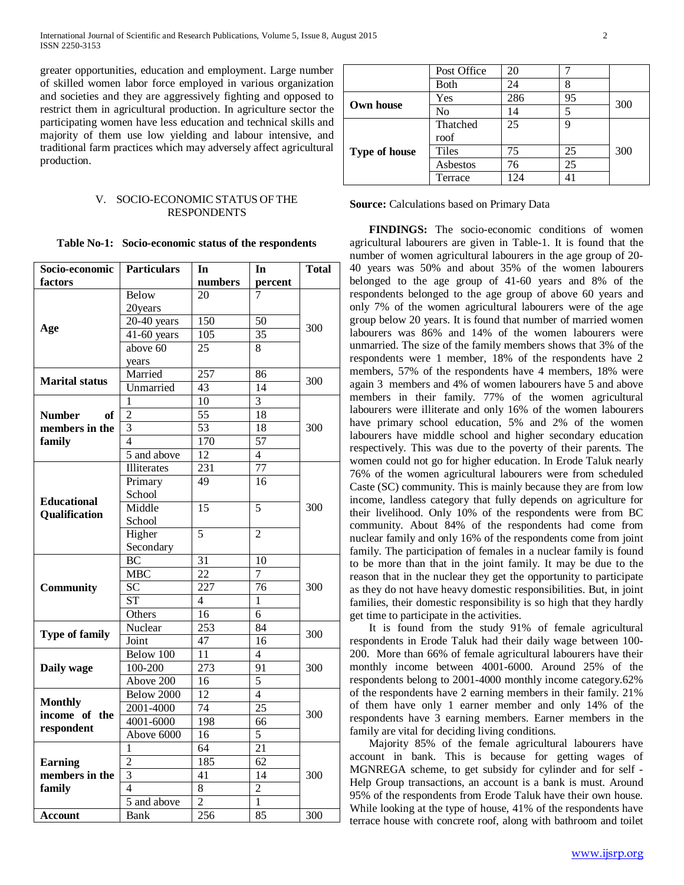greater opportunities, education and employment. Large number of skilled women labor force employed in various organization and societies and they are aggressively fighting and opposed to restrict them in agricultural production. In agriculture sector the participating women have less education and technical skills and majority of them use low yielding and labour intensive, and traditional farm practices which may adversely affect agricultural production.

## V. SOCIO-ECONOMIC STATUS OF THE RESPONDENTS

**Table No-1: Socio-economic status of the respondents**

| Socio-economic factors | Particulars | In numbers | In percent | Total |
|---|---|---|---|---|
| **Age** | Below 20years | 20 | 7 | 300 |
| | 20-40 years | 150 | 50 | |
| | 41-60 years | 105 | 35 | |
| | above 60 years | 25 | 8 | |
| **Marital status** | Married | 257 | 86 | 300 |
| | Unmarried | 43 | 14 | |
| **Number of members in the family** | 1 | 10 | 3 | 300 |
| | 2 | 55 | 18 | |
| | 3 | 53 | 18 | |
| | 4 | 170 | 57 | |
| | 5 and above | 12 | 4 | |
| **Educational Qualification** | Illiterates | 231 | 77 | 300 |
| | Primary School | 49 | 16 | |
| | Middle School | 15 | 5 | |
| | Higher Secondary | 5 | 2 | |
| **Community** | BC | 31 | 10 | 300 |
| | MBC | 22 | 7 | |
| | SC | 227 | 76 | |
| | ST | 4 | 1 | |
| | Others | 16 | 6 | |
| **Type of family** | Nuclear | 253 | 84 | 300 |
| | Joint | 47 | 16 | |
| **Daily wage** | Below 100 | 11 | 4 | 300 |
| | 100-200 | 273 | 91 | |
| | Above 200 | 16 | 5 | |
| **Monthly income of the respondent** | Below 2000 | 12 | 4 | 300 |
| | 2001-4000 | 74 | 25 | |
| | 4001-6000 | 198 | 66 | |
| | Above 6000 | 16 | 5 | |
| **Earning members in the family** | 1 | 64 | 21 | 300 |
| | 2 | 185 | 62 | |
| | 3 | 41 | 14 | |
| | 4 | 8 | 2 | |
| | 5 and above | 2 | 1 | |
| **Account** | Bank | 256 | 85 | 300 |
| | Post Office | 20 | 7 | |
| | Both | 24 | 8 | |
| **Own house** | Yes | 286 | 95 | 300 |
| | No | 14 | 5 | |
| **Type of house** | Thatched roof | 25 | 9 | 300 |
| | Tiles | 75 | 25 | |
| | Asbestos | 76 | 25 | |
| | Terrace | 124 | 41 | |

**Source:** Calculations based on Primary Data

**FINDINGS:** The socio-economic conditions of women agricultural labourers are given in Table-1. It is found that the number of women agricultural labourers in the age group of 20-40 years was 50% and about 35% of the women labourers belonged to the age group of 41-60 years and 8% of the respondents belonged to the age group of above 60 years and only 7% of the women agricultural labourers were of the age group below 20 years. It is found that number of married women labourers was 86% and 14% of the women labourers were unmarried. The size of the family members shows that 3% of the respondents were 1 member, 18% of the respondents have 2 members, 57% of the respondents have 4 members, 18% were again 3 members and 4% of women labourers have 5 and above members in their family. 77% of the women agricultural labourers were illiterate and only 16% of the women labourers have primary school education, 5% and 2% of the women labourers have middle school and higher secondary education respectively. This was due to the poverty of their parents. The women could not go for higher education. In Erode Taluk nearly 76% of the women agricultural labourers were from scheduled Caste (SC) community. This is mainly because they are from low income, landless category that fully depends on agriculture for their livelihood. Only 10% of the respondents were from BC community. About 84% of the respondents had come from nuclear family and only 16% of the respondents come from joint family. The participation of females in a nuclear family is found to be more than that in the joint family. It may be due to the reason that in the nuclear they get the opportunity to participate as they do not have heavy domestic responsibilities. But, in joint families, their domestic responsibility is so high that they hardly get time to participate in the activities.

It is found from the study 91% of female agricultural respondents in Erode Taluk had their daily wage between 100-200. More than 66% of female agricultural labourers have their monthly income between 4001-6000. Around 25% of the respondents belong to 2001-4000 monthly income category.62% of the respondents have 2 earning members in their family. 21% of them have only 1 earner member and only 14% of the respondents have 3 earning members. Earner members in the family are vital for deciding living conditions.

Majority 85% of the female agricultural labourers have account in bank. This is because for getting wages of MGNREGA scheme, to get subsidy for cylinder and for self - Help Group transactions, an account is a bank is must. Around 95% of the respondents from Erode Taluk have their own house. While looking at the type of house, 41% of the respondents have terrace house with concrete roof, along with bathroom and toilet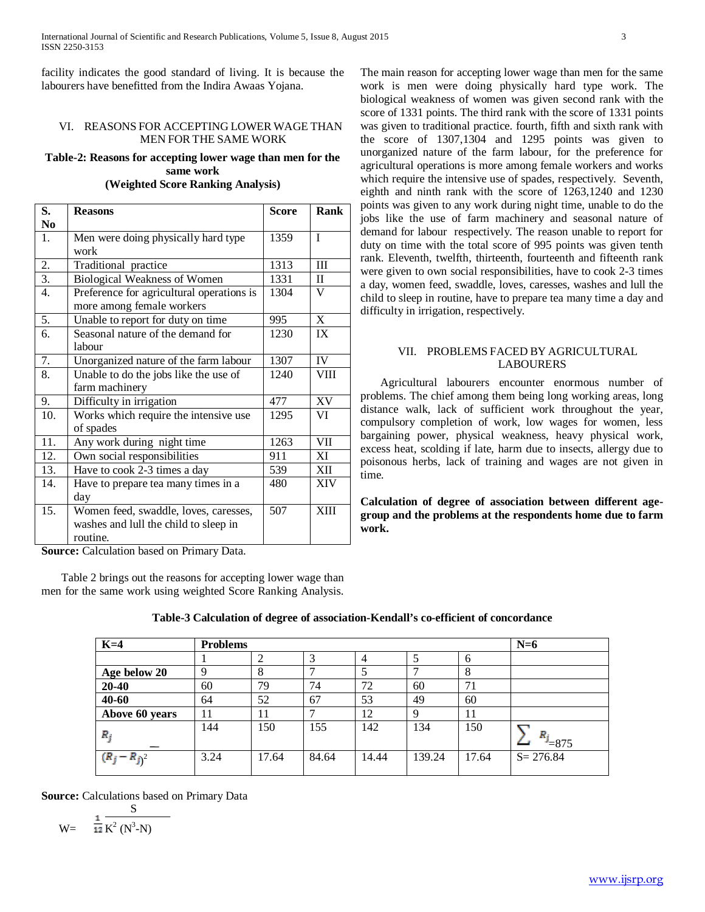facility indicates the good standard of living. It is because the labourers have benefitted from the Indira Awaas Yojana.

## VI. REASONS FOR ACCEPTING LOWER WAGE THAN MEN FOR THE SAME WORK

**Table-2: Reasons for accepting lower wage than men for the same work (Weighted Score Ranking Analysis)**

| S. No | Reasons | Score | Rank |
|---|---|---|---|
| 1. | Men were doing physically hard type work | 1359 | I |
| 2. | Traditional practice | 1313 | III |
| 3. | Biological Weakness of Women | 1331 | II |
| 4. | Preference for agricultural operations is more among female workers | 1304 | V |
| 5. | Unable to report for duty on time | 995 | X |
| 6. | Seasonal nature of the demand for labour | 1230 | IX |
| 7. | Unorganized nature of the farm labour | 1307 | IV |
| 8. | Unable to do the jobs like the use of farm machinery | 1240 | VIII |
| 9. | Difficulty in irrigation | 477 | XV |
| 10. | Works which require the intensive use of spades | 1295 | VI |
| 11. | Any work during night time | 1263 | VII |
| 12. | Own social responsibilities | 911 | XI |
| 13. | Have to cook 2-3 times a day | 539 | XII |
| 14. | Have to prepare tea many times in a day | 480 | XIV |
| 15. | Women feed, swaddle, loves, caresses, washes and lull the child to sleep in routine. | 507 | XIII |

**Source:** Calculation based on Primary Data.

Table 2 brings out the reasons for accepting lower wage than men for the same work using weighted Score Ranking Analysis. The main reason for accepting lower wage than men for the same work is men were doing physically hard type work. The biological weakness of women was given second rank with the score of 1331 points. The third rank with the score of 1331 points was given to traditional practice. fourth, fifth and sixth rank with the score of 1307,1304 and 1295 points was given to unorganized nature of the farm labour, for the preference for agricultural operations is more among female workers and works which require the intensive use of spades, respectively. Seventh, eighth and ninth rank with the score of 1263,1240 and 1230 points was given to any work during night time, unable to do the jobs like the use of farm machinery and seasonal nature of demand for labour respectively. The reason unable to report for duty on time with the total score of 995 points was given tenth rank. Eleventh, twelfth, thirteenth, fourteenth and fifteenth rank were given to own social responsibilities, have to cook 2-3 times a day, women feed, swaddle, loves, caresses, washes and lull the child to sleep in routine, have to prepare tea many time a day and difficulty in irrigation, respectively.

## VII. PROBLEMS FACED BY AGRICULTURAL LABOURERS

Agricultural labourers encounter enormous number of problems. The chief among them being long working areas, long distance walk, lack of sufficient work throughout the year, compulsory completion of work, low wages for women, less bargaining power, physical weakness, heavy physical work, excess heat, scolding if late, harm due to insects, allergy due to poisonous herbs, lack of training and wages are not given in time.

**Calculation of degree of association between different age-group and the problems at the respondents home due to farm work.**

**Table-3 Calculation of degree of association-Kendall's co-efficient of concordance**

| K=4 | Problems | | | | | | N=6 |
|---|---|---|---|---|---|---|---|
| | 1 | 2 | 3 | 4 | 5 | 6 | |
| **Age below 20** | 9 | 8 | 7 | 5 | 7 | 8 | |
| **20-40** | 60 | 79 | 74 | 72 | 60 | 71 | |
| **40-60** | 64 | 52 | 67 | 53 | 49 | 60 | |
| **Above 60 years** | 11 | 11 | 7 | 12 | 9 | 11 | |
| $R_j$ | 144 | 150 | 155 | 142 | 134 | 150 | $\sum R_j=875$ |
| $(R_j - \bar{R}_j)^2$ | 3.24 | 17.64 | 84.64 | 14.44 | 139.24 | 17.64 | S= 276.84 |

**Source:** Calculations based on Primary Data

$$W = \frac{S}{\frac{1}{12} K^2 (N^3 - N)}$$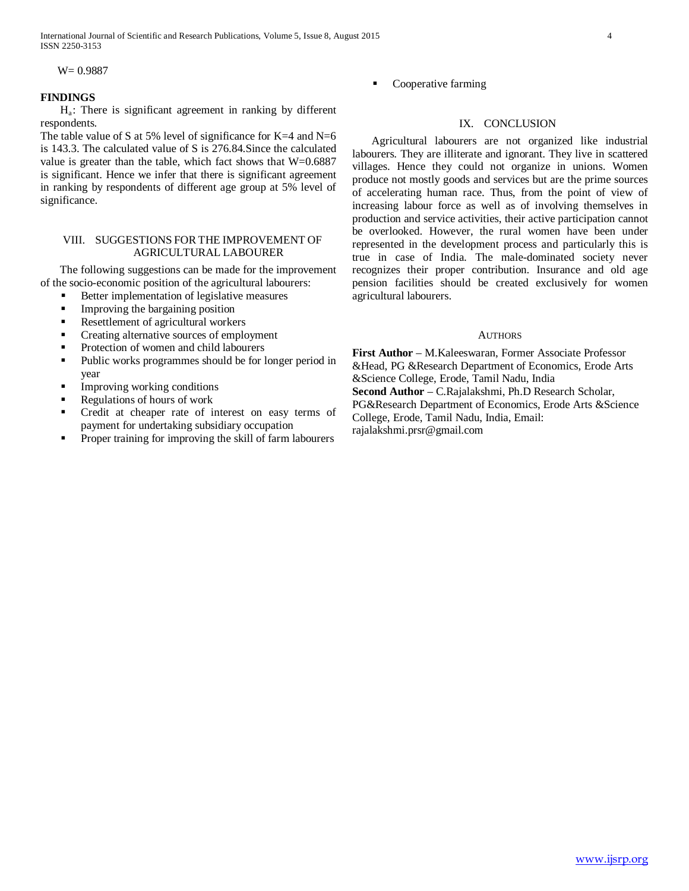W= 0.9887

**FINDINGS**

$H_a$: There is significant agreement in ranking by different respondents.

The table value of S at 5% level of significance for K=4 and N=6 is 143.3. The calculated value of S is 276.84.Since the calculated value is greater than the table, which fact shows that W=0.6887 is significant. Hence we infer that there is significant agreement in ranking by respondents of different age group at 5% level of significance.

## VIII. SUGGESTIONS FOR THE IMPROVEMENT OF AGRICULTURAL LABOURER

The following suggestions can be made for the improvement of the socio-economic position of the agricultural labourers:

- Better implementation of legislative measures
- Improving the bargaining position
- Resettlement of agricultural workers
- Creating alternative sources of employment
- Protection of women and child labourers
- Public works programmes should be for longer period in year
- Improving working conditions
- Regulations of hours of work
- Credit at cheaper rate of interest on easy terms of payment for undertaking subsidiary occupation
- Proper training for improving the skill of farm labourers
- Cooperative farming

## IX. CONCLUSION

Agricultural labourers are not organized like industrial labourers. They are illiterate and ignorant. They live in scattered villages. Hence they could not organize in unions. Women produce not mostly goods and services but are the prime sources of accelerating human race. Thus, from the point of view of increasing labour force as well as of involving themselves in production and service activities, their active participation cannot be overlooked. However, the rural women have been under represented in the development process and particularly this is true in case of India. The male-dominated society never recognizes their proper contribution. Insurance and old age pension facilities should be created exclusively for women agricultural labourers.

## AUTHORS

**First Author** – M.Kaleeswaran, Former Associate Professor &Head, PG &Research Department of Economics, Erode Arts &Science College, Erode, Tamil Nadu, India

**Second Author** – C.Rajalakshmi, Ph.D Research Scholar, PG&Research Department of Economics, Erode Arts &Science College, Erode, Tamil Nadu, India, Email: rajalakshmi.prsr@gmail.com